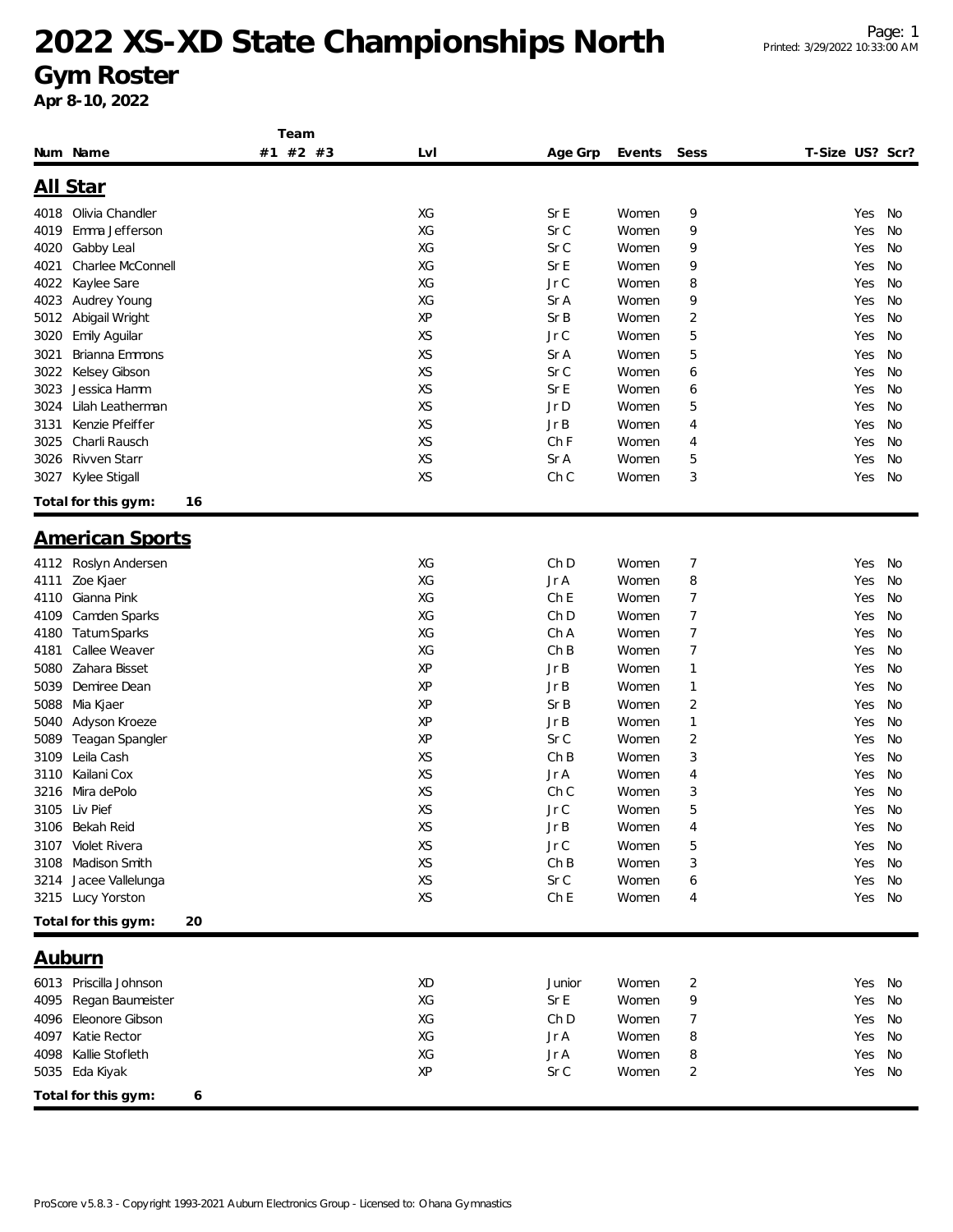# 2022 XS-XD State Championships North

## Gym Roster

**Apr 8-10, 2022**

### All Star

| Num | Name | Team #1 | Team #2 | Team #3 | Lvl | Age Grp | Events | Sess | T-Size | US? | Scr? |
|---|---|---|---|---|---|---|---|---|---|---|---|
| 4018 | Olivia Chandler | | | | XG | Sr E | Women | 9 | | Yes | No |
| 4019 | Emma Jefferson | | | | XG | Sr C | Women | 9 | | Yes | No |
| 4020 | Gabby Leal | | | | XG | Sr C | Women | 9 | | Yes | No |
| 4021 | Charlee McConnell | | | | XG | Sr E | Women | 9 | | Yes | No |
| 4022 | Kaylee Sare | | | | XG | Jr C | Women | 8 | | Yes | No |
| 4023 | Audrey Young | | | | XG | Sr A | Women | 9 | | Yes | No |
| 5012 | Abigail Wright | | | | XP | Sr B | Women | 2 | | Yes | No |
| 3020 | Emily Aguilar | | | | XS | Jr C | Women | 5 | | Yes | No |
| 3021 | Brianna Emmons | | | | XS | Sr A | Women | 5 | | Yes | No |
| 3022 | Kelsey Gibson | | | | XS | Sr C | Women | 6 | | Yes | No |
| 3023 | Jessica Hamm | | | | XS | Sr E | Women | 6 | | Yes | No |
| 3024 | Lilah Leatherman | | | | XS | Jr D | Women | 5 | | Yes | No |
| 3131 | Kenzie Pfeiffer | | | | XS | Jr B | Women | 4 | | Yes | No |
| 3025 | Charli Rausch | | | | XS | Ch F | Women | 4 | | Yes | No |
| 3026 | Rivven Starr | | | | XS | Sr A | Women | 5 | | Yes | No |
| 3027 | Kylee Stigall | | | | XS | Ch C | Women | 3 | | Yes | No |

**Total for this gym: 16**

### American Sports

| Num | Name | Team #1 | Team #2 | Team #3 | Lvl | Age Grp | Events | Sess | T-Size | US? | Scr? |
|---|---|---|---|---|---|---|---|---|---|---|---|
| 4112 | Roslyn Andersen | | | | XG | Ch D | Women | 7 | | Yes | No |
| 4111 | Zoe Kjaer | | | | XG | Jr A | Women | 8 | | Yes | No |
| 4110 | Gianna Pink | | | | XG | Ch E | Women | 7 | | Yes | No |
| 4109 | Camden Sparks | | | | XG | Ch D | Women | 7 | | Yes | No |
| 4180 | Tatum Sparks | | | | XG | Ch A | Women | 7 | | Yes | No |
| 4181 | Callee Weaver | | | | XG | Ch B | Women | 7 | | Yes | No |
| 5080 | Zahara Bisset | | | | XP | Jr B | Women | 1 | | Yes | No |
| 5039 | Demiree Dean | | | | XP | Jr B | Women | 1 | | Yes | No |
| 5088 | Mia Kjaer | | | | XP | Sr B | Women | 2 | | Yes | No |
| 5040 | Adyson Kroeze | | | | XP | Jr B | Women | 1 | | Yes | No |
| 5089 | Teagan Spangler | | | | XP | Sr C | Women | 2 | | Yes | No |
| 3109 | Leila Cash | | | | XS | Ch B | Women | 3 | | Yes | No |
| 3110 | Kailani Cox | | | | XS | Jr A | Women | 4 | | Yes | No |
| 3216 | Mira dePolo | | | | XS | Ch C | Women | 3 | | Yes | No |
| 3105 | Liv Pief | | | | XS | Jr C | Women | 5 | | Yes | No |
| 3106 | Bekah Reid | | | | XS | Jr B | Women | 4 | | Yes | No |
| 3107 | Violet Rivera | | | | XS | Jr C | Women | 5 | | Yes | No |
| 3108 | Madison Smith | | | | XS | Ch B | Women | 3 | | Yes | No |
| 3214 | Jacee Vallelunga | | | | XS | Sr C | Women | 6 | | Yes | No |
| 3215 | Lucy Yorston | | | | XS | Ch E | Women | 4 | | Yes | No |

**Total for this gym: 20**

### Auburn

| Num | Name | Team #1 | Team #2 | Team #3 | Lvl | Age Grp | Events | Sess | T-Size | US? | Scr? |
|---|---|---|---|---|---|---|---|---|---|---|---|
| 6013 | Priscilla Johnson | | | | XD | Junior | Women | 2 | | Yes | No |
| 4095 | Regan Baumeister | | | | XG | Sr E | Women | 9 | | Yes | No |
| 4096 | Eleonore Gibson | | | | XG | Ch D | Women | 7 | | Yes | No |
| 4097 | Katie Rector | | | | XG | Jr A | Women | 8 | | Yes | No |
| 4098 | Kallie Stofleth | | | | XG | Jr A | Women | 8 | | Yes | No |
| 5035 | Eda Kiyak | | | | XP | Sr C | Women | 2 | | Yes | No |

**Total for this gym: 6**

ProScore v5.8.3 - Copyright 1993-2021 Auburn Electronics Group - Licensed to: Ohana Gymnastics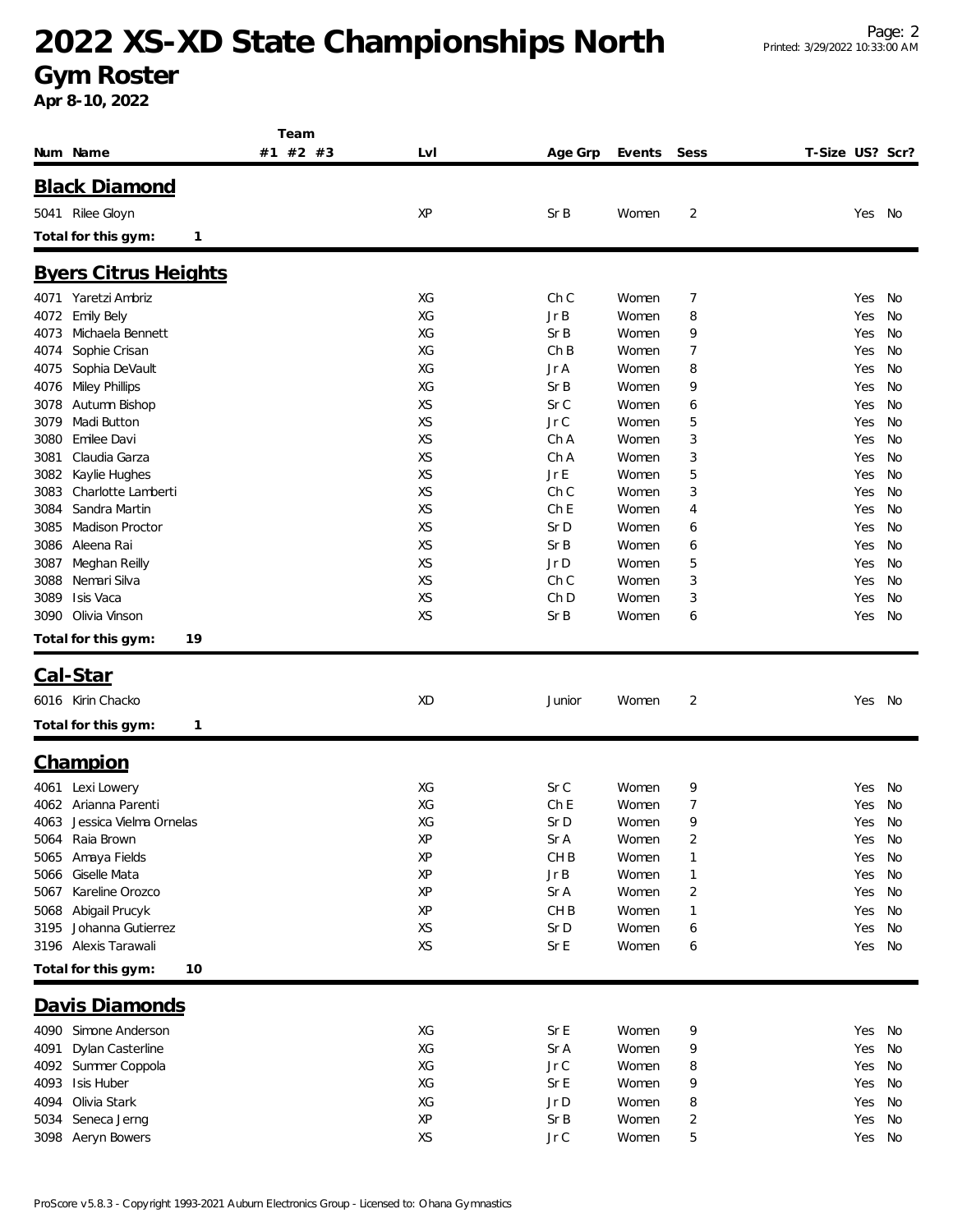# 2022 XS-XD State Championships North

## Gym Roster

**Apr 8-10, 2022**

| Num | Name | Team #1 | Team #2 | Team #3 | Lvl | Age Grp | Events | Sess | T-Size | US? | Scr? |
|---|---|---|---|---|---|---|---|---|---|---|---|

### Black Diamond

| Num | Name | Team #1 | Team #2 | Team #3 | Lvl | Age Grp | Events | Sess | T-Size | US? | Scr? |
|---|---|---|---|---|---|---|---|---|---|---|---|
| 5041 | Rilee Gloyn | | | | XP | Sr B | Women | 2 | | Yes | No |

**Total for this gym: 1**

### Byers Citrus Heights

| Num | Name | Team #1 | Team #2 | Team #3 | Lvl | Age Grp | Events | Sess | T-Size | US? | Scr? |
|---|---|---|---|---|---|---|---|---|---|---|---|
| 4071 | Yaretzi Ambriz | | | | XG | Ch C | Women | 7 | | Yes | No |
| 4072 | Emily Bely | | | | XG | Jr B | Women | 8 | | Yes | No |
| 4073 | Michaela Bennett | | | | XG | Sr B | Women | 9 | | Yes | No |
| 4074 | Sophie Crisan | | | | XG | Ch B | Women | 7 | | Yes | No |
| 4075 | Sophia DeVault | | | | XG | Jr A | Women | 8 | | Yes | No |
| 4076 | Miley Phillips | | | | XG | Sr B | Women | 9 | | Yes | No |
| 3078 | Autumn Bishop | | | | XS | Sr C | Women | 6 | | Yes | No |
| 3079 | Madi Button | | | | XS | Jr C | Women | 5 | | Yes | No |
| 3080 | Emilee Davi | | | | XS | Ch A | Women | 3 | | Yes | No |
| 3081 | Claudia Garza | | | | XS | Ch A | Women | 3 | | Yes | No |
| 3082 | Kaylie Hughes | | | | XS | Jr E | Women | 5 | | Yes | No |
| 3083 | Charlotte Lamberti | | | | XS | Ch C | Women | 3 | | Yes | No |
| 3084 | Sandra Martin | | | | XS | Ch E | Women | 4 | | Yes | No |
| 3085 | Madison Proctor | | | | XS | Sr D | Women | 6 | | Yes | No |
| 3086 | Aleena Rai | | | | XS | Sr B | Women | 6 | | Yes | No |
| 3087 | Meghan Reilly | | | | XS | Jr D | Women | 5 | | Yes | No |
| 3088 | Nemari Silva | | | | XS | Ch C | Women | 3 | | Yes | No |
| 3089 | Isis Vaca | | | | XS | Ch D | Women | 3 | | Yes | No |
| 3090 | Olivia Vinson | | | | XS | Sr B | Women | 6 | | Yes | No |

**Total for this gym: 19**

### Cal-Star

| Num | Name | Team #1 | Team #2 | Team #3 | Lvl | Age Grp | Events | Sess | T-Size | US? | Scr? |
|---|---|---|---|---|---|---|---|---|---|---|---|
| 6016 | Kirin Chacko | | | | XD | Junior | Women | 2 | | Yes | No |

**Total for this gym: 1**

### Champion

| Num | Name | Team #1 | Team #2 | Team #3 | Lvl | Age Grp | Events | Sess | T-Size | US? | Scr? |
|---|---|---|---|---|---|---|---|---|---|---|---|
| 4061 | Lexi Lowery | | | | XG | Sr C | Women | 9 | | Yes | No |
| 4062 | Arianna Parenti | | | | XG | Ch E | Women | 7 | | Yes | No |
| 4063 | Jessica Vielma Ornelas | | | | XG | Sr D | Women | 9 | | Yes | No |
| 5064 | Raia Brown | | | | XP | Sr A | Women | 2 | | Yes | No |
| 5065 | Amaya Fields | | | | XP | CH B | Women | 1 | | Yes | No |
| 5066 | Giselle Mata | | | | XP | Jr B | Women | 1 | | Yes | No |
| 5067 | Kareline Orozco | | | | XP | Sr A | Women | 2 | | Yes | No |
| 5068 | Abigail Prucyk | | | | XP | CH B | Women | 1 | | Yes | No |
| 3195 | Johanna Gutierrez | | | | XS | Sr D | Women | 6 | | Yes | No |
| 3196 | Alexis Tarawali | | | | XS | Sr E | Women | 6 | | Yes | No |

**Total for this gym: 10**

### Davis Diamonds

| Num | Name | Team #1 | Team #2 | Team #3 | Lvl | Age Grp | Events | Sess | T-Size | US? | Scr? |
|---|---|---|---|---|---|---|---|---|---|---|---|
| 4090 | Simone Anderson | | | | XG | Sr E | Women | 9 | | Yes | No |
| 4091 | Dylan Casterline | | | | XG | Sr A | Women | 9 | | Yes | No |
| 4092 | Summer Coppola | | | | XG | Jr C | Women | 8 | | Yes | No |
| 4093 | Isis Huber | | | | XG | Sr E | Women | 9 | | Yes | No |
| 4094 | Olivia Stark | | | | XG | Jr D | Women | 8 | | Yes | No |
| 5034 | Seneca Jerng | | | | XP | Sr B | Women | 2 | | Yes | No |
| 3098 | Aeryn Bowers | | | | XS | Jr C | Women | 5 | | Yes | No |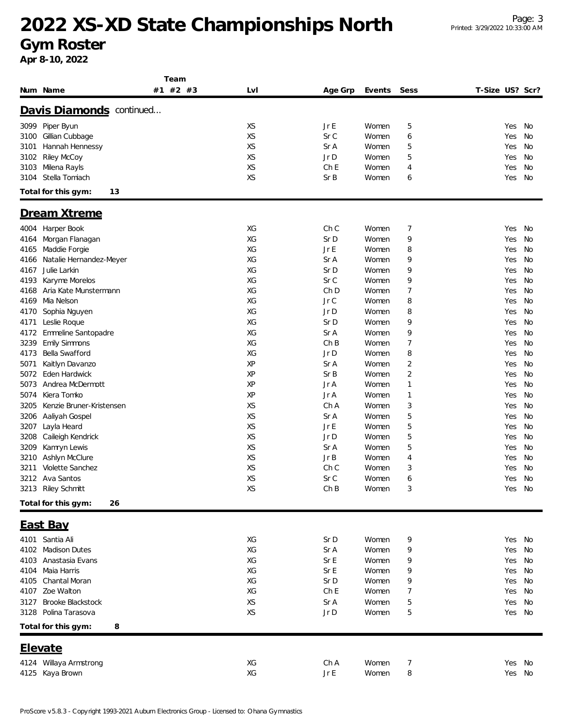# 2022 XS-XD State Championships North

## Gym Roster

**Apr 8-10, 2022**

| Num | Name | Team #1 | #2 | #3 | Lvl | Age Grp | Events | Sess | T-Size | US? | Scr? |
|---|---|---|---|---|---|---|---|---|---|---|---|

### Davis Diamonds continued...

| Num | Name | Team #1 | #2 | #3 | Lvl | Age Grp | Events | Sess | T-Size | US? | Scr? |
|---|---|---|---|---|---|---|---|---|---|---|---|
| 3099 | Piper Byun | | | | XS | Jr E | Women | 5 | | Yes | No |
| 3100 | Gillian Cubbage | | | | XS | Sr C | Women | 6 | | Yes | No |
| 3101 | Hannah Hennessy | | | | XS | Sr A | Women | 5 | | Yes | No |
| 3102 | Riley McCoy | | | | XS | Jr D | Women | 5 | | Yes | No |
| 3103 | Milena Rayls | | | | XS | Ch E | Women | 4 | | Yes | No |
| 3104 | Stella Tomiach | | | | XS | Sr B | Women | 6 | | Yes | No |

**Total for this gym: 13**

### Dream Xtreme

| Num | Name | Team #1 | #2 | #3 | Lvl | Age Grp | Events | Sess | T-Size | US? | Scr? |
|---|---|---|---|---|---|---|---|---|---|---|---|
| 4004 | Harper Book | | | | XG | Ch C | Women | 7 | | Yes | No |
| 4164 | Morgan Flanagan | | | | XG | Sr D | Women | 9 | | Yes | No |
| 4165 | Maddie Forgie | | | | XG | Jr E | Women | 8 | | Yes | No |
| 4166 | Natalie Hernandez-Meyer | | | | XG | Sr A | Women | 9 | | Yes | No |
| 4167 | Julie Larkin | | | | XG | Sr D | Women | 9 | | Yes | No |
| 4193 | Karyme Morelos | | | | XG | Sr C | Women | 9 | | Yes | No |
| 4168 | Aria Kate Munstermann | | | | XG | Ch D | Women | 7 | | Yes | No |
| 4169 | Mia Nelson | | | | XG | Jr C | Women | 8 | | Yes | No |
| 4170 | Sophia Nguyen | | | | XG | Jr D | Women | 8 | | Yes | No |
| 4171 | Leslie Roque | | | | XG | Sr D | Women | 9 | | Yes | No |
| 4172 | Emmeline Santopadre | | | | XG | Sr A | Women | 9 | | Yes | No |
| 3239 | Emily Simmons | | | | XG | Ch B | Women | 7 | | Yes | No |
| 4173 | Bella Swafford | | | | XG | Jr D | Women | 8 | | Yes | No |
| 5071 | Kaitlyn Davanzo | | | | XP | Sr A | Women | 2 | | Yes | No |
| 5072 | Eden Hardwick | | | | XP | Sr B | Women | 2 | | Yes | No |
| 5073 | Andrea McDermott | | | | XP | Jr A | Women | 1 | | Yes | No |
| 5074 | Kiera Tomko | | | | XP | Jr A | Women | 1 | | Yes | No |
| 3205 | Kenzie Bruner-Kristensen | | | | XS | Ch A | Women | 3 | | Yes | No |
| 3206 | Aaliyah Gospel | | | | XS | Sr A | Women | 5 | | Yes | No |
| 3207 | Layla Heard | | | | XS | Jr E | Women | 5 | | Yes | No |
| 3208 | Caileigh Kendrick | | | | XS | Jr D | Women | 5 | | Yes | No |
| 3209 | Kamryn Lewis | | | | XS | Sr A | Women | 5 | | Yes | No |
| 3210 | Ashlyn McClure | | | | XS | Jr B | Women | 4 | | Yes | No |
| 3211 | Violette Sanchez | | | | XS | Ch C | Women | 3 | | Yes | No |
| 3212 | Ava Santos | | | | XS | Sr C | Women | 6 | | Yes | No |
| 3213 | Riley Schmitt | | | | XS | Ch B | Women | 3 | | Yes | No |

**Total for this gym: 26**

### East Bay

| Num | Name | Team #1 | #2 | #3 | Lvl | Age Grp | Events | Sess | T-Size | US? | Scr? |
|---|---|---|---|---|---|---|---|---|---|---|---|
| 4101 | Santia Ali | | | | XG | Sr D | Women | 9 | | Yes | No |
| 4102 | Madison Dutes | | | | XG | Sr A | Women | 9 | | Yes | No |
| 4103 | Anastasia Evans | | | | XG | Sr E | Women | 9 | | Yes | No |
| 4104 | Maia Harris | | | | XG | Sr E | Women | 9 | | Yes | No |
| 4105 | Chantal Moran | | | | XG | Sr D | Women | 9 | | Yes | No |
| 4107 | Zoe Walton | | | | XG | Ch E | Women | 7 | | Yes | No |
| 3127 | Brooke Blackstock | | | | XS | Sr A | Women | 5 | | Yes | No |
| 3128 | Polina Tarasova | | | | XS | Jr D | Women | 5 | | Yes | No |

**Total for this gym: 8**

### Elevate

| Num | Name | Team #1 | #2 | #3 | Lvl | Age Grp | Events | Sess | T-Size | US? | Scr? |
|---|---|---|---|---|---|---|---|---|---|---|---|
| 4124 | Willaya Armstrong | | | | XG | Ch A | Women | 7 | | Yes | No |
| 4125 | Kaya Brown | | | | XG | Jr E | Women | 8 | | Yes | No |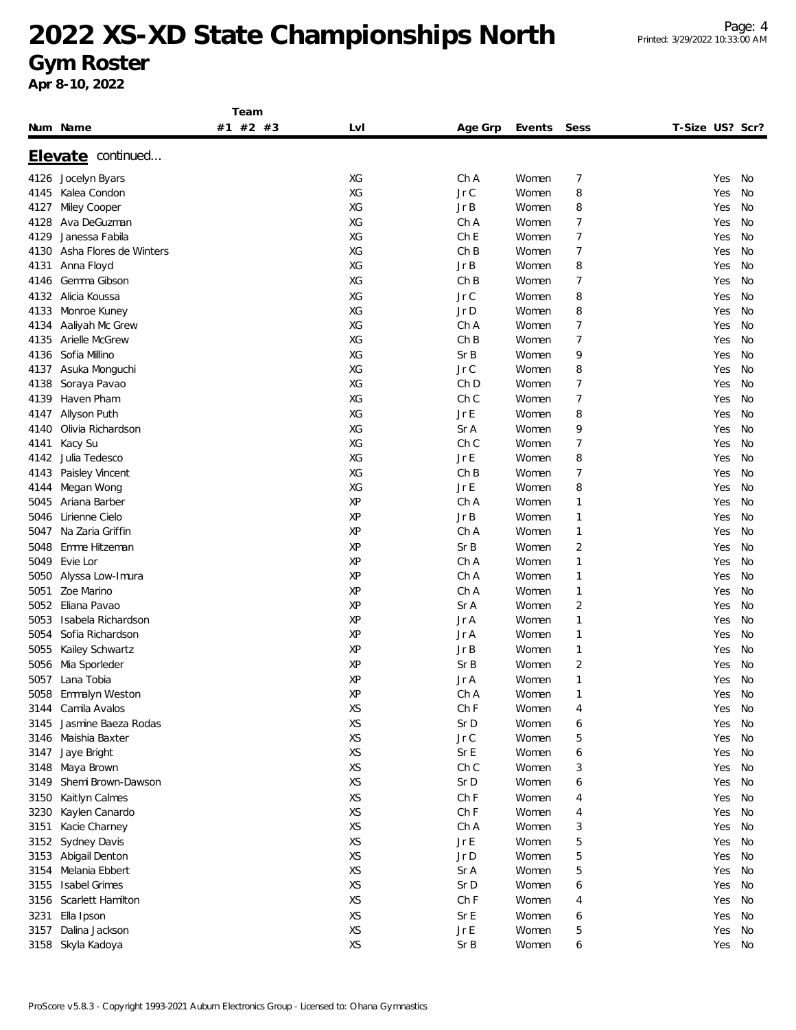# 2022 XS-XD State Championships North

## Gym Roster

**Apr 8-10, 2022**

### Elevate continued...

| Num | Name | Team #1 | #2 | #3 | Lvl | Age Grp | Events | Sess | T-Size | US? | Scr? |
|---|---|---|---|---|---|---|---|---|---|---|---|
| 4126 | Jocelyn Byars | | | | XG | Ch A | Women | 7 | | Yes | No |
| 4145 | Kalea Condon | | | | XG | Jr C | Women | 8 | | Yes | No |
| 4127 | Miley Cooper | | | | XG | Jr B | Women | 8 | | Yes | No |
| 4128 | Ava DeGuzman | | | | XG | Ch A | Women | 7 | | Yes | No |
| 4129 | Janessa Fabila | | | | XG | Ch E | Women | 7 | | Yes | No |
| 4130 | Asha Flores de Winters | | | | XG | Ch B | Women | 7 | | Yes | No |
| 4131 | Anna Floyd | | | | XG | Jr B | Women | 8 | | Yes | No |
| 4146 | Gemma Gibson | | | | XG | Ch B | Women | 7 | | Yes | No |
| 4132 | Alicia Koussa | | | | XG | Jr C | Women | 8 | | Yes | No |
| 4133 | Monroe Kuney | | | | XG | Jr D | Women | 8 | | Yes | No |
| 4134 | Aaliyah Mc Grew | | | | XG | Ch A | Women | 7 | | Yes | No |
| 4135 | Arielle McGrew | | | | XG | Ch B | Women | 7 | | Yes | No |
| 4136 | Sofia Millino | | | | XG | Sr B | Women | 9 | | Yes | No |
| 4137 | Asuka Monguchi | | | | XG | Jr C | Women | 8 | | Yes | No |
| 4138 | Soraya Pavao | | | | XG | Ch D | Women | 7 | | Yes | No |
| 4139 | Haven Pham | | | | XG | Ch C | Women | 7 | | Yes | No |
| 4147 | Allyson Puth | | | | XG | Jr E | Women | 8 | | Yes | No |
| 4140 | Olivia Richardson | | | | XG | Sr A | Women | 9 | | Yes | No |
| 4141 | Kacy Su | | | | XG | Ch C | Women | 7 | | Yes | No |
| 4142 | Julia Tedesco | | | | XG | Jr E | Women | 8 | | Yes | No |
| 4143 | Paisley Vincent | | | | XG | Ch B | Women | 7 | | Yes | No |
| 4144 | Megan Wong | | | | XG | Jr E | Women | 8 | | Yes | No |
| 5045 | Ariana Barber | | | | XP | Ch A | Women | 1 | | Yes | No |
| 5046 | Lirienne Cielo | | | | XP | Jr B | Women | 1 | | Yes | No |
| 5047 | Na Zaria Griffin | | | | XP | Ch A | Women | 1 | | Yes | No |
| 5048 | Emme Hitzeman | | | | XP | Sr B | Women | 2 | | Yes | No |
| 5049 | Evie Lor | | | | XP | Ch A | Women | 1 | | Yes | No |
| 5050 | Alyssa Low-Imura | | | | XP | Ch A | Women | 1 | | Yes | No |
| 5051 | Zoe Marino | | | | XP | Ch A | Women | 1 | | Yes | No |
| 5052 | Eliana Pavao | | | | XP | Sr A | Women | 2 | | Yes | No |
| 5053 | Isabela Richardson | | | | XP | Jr A | Women | 1 | | Yes | No |
| 5054 | Sofia Richardson | | | | XP | Jr A | Women | 1 | | Yes | No |
| 5055 | Kailey Schwartz | | | | XP | Jr B | Women | 1 | | Yes | No |
| 5056 | Mia Sporleder | | | | XP | Sr B | Women | 2 | | Yes | No |
| 5057 | Lana Tobia | | | | XP | Jr A | Women | 1 | | Yes | No |
| 5058 | Emmalyn Weston | | | | XP | Ch A | Women | 1 | | Yes | No |
| 3144 | Camila Avalos | | | | XS | Ch F | Women | 4 | | Yes | No |
| 3145 | Jasmine Baeza Rodas | | | | XS | Sr D | Women | 6 | | Yes | No |
| 3146 | Maishia Baxter | | | | XS | Jr C | Women | 5 | | Yes | No |
| 3147 | Jaye Bright | | | | XS | Sr E | Women | 6 | | Yes | No |
| 3148 | Maya Brown | | | | XS | Ch C | Women | 3 | | Yes | No |
| 3149 | Shemi Brown-Dawson | | | | XS | Sr D | Women | 6 | | Yes | No |
| 3150 | Kaitlyn Calmes | | | | XS | Ch F | Women | 4 | | Yes | No |
| 3230 | Kaylen Canardo | | | | XS | Ch F | Women | 4 | | Yes | No |
| 3151 | Kacie Charney | | | | XS | Ch A | Women | 3 | | Yes | No |
| 3152 | Sydney Davis | | | | XS | Jr E | Women | 5 | | Yes | No |
| 3153 | Abigail Denton | | | | XS | Jr D | Women | 5 | | Yes | No |
| 3154 | Melania Ebbert | | | | XS | Sr A | Women | 5 | | Yes | No |
| 3155 | Isabel Grimes | | | | XS | Sr D | Women | 6 | | Yes | No |
| 3156 | Scarlett Hamilton | | | | XS | Ch F | Women | 4 | | Yes | No |
| 3231 | Ella Ipson | | | | XS | Sr E | Women | 6 | | Yes | No |
| 3157 | Dalina Jackson | | | | XS | Jr E | Women | 5 | | Yes | No |
| 3158 | Skyla Kadoya | | | | XS | Sr B | Women | 6 | | Yes | No |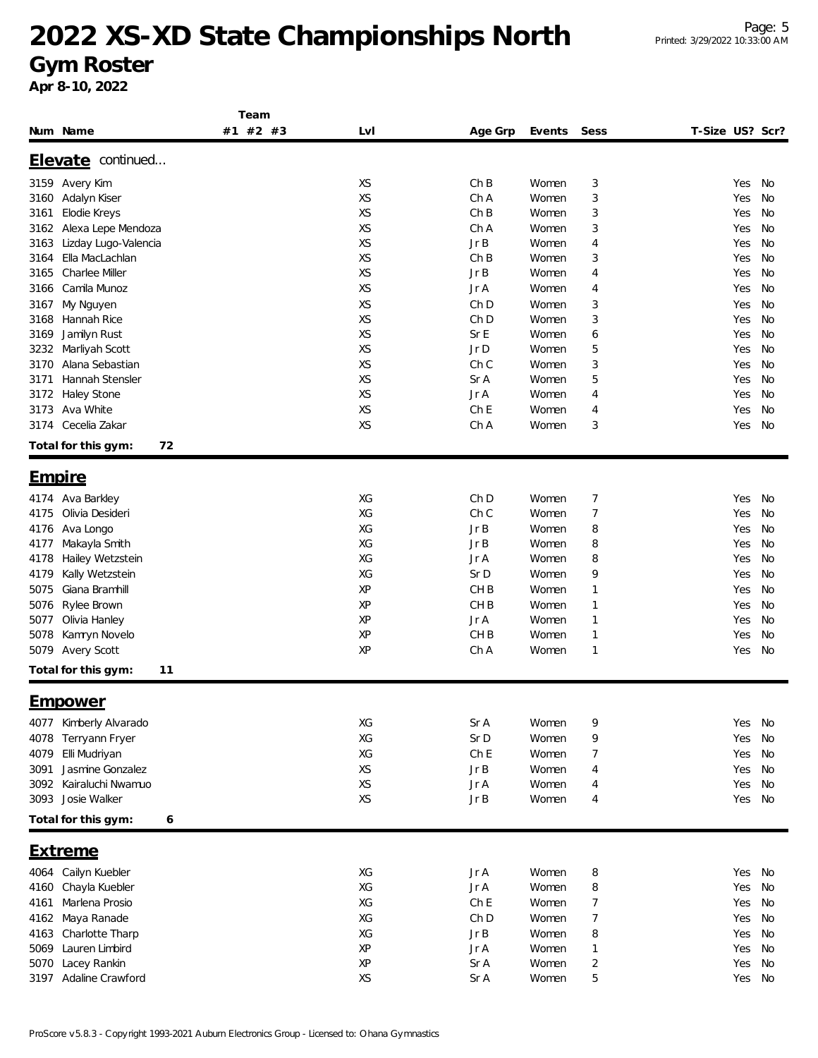# 2022 XS-XD State Championships North

## Gym Roster

**Apr 8-10, 2022**

| Num | Name | Team #1 | #2 | #3 | Lvl | Age Grp | Events | Sess | T-Size | US? | Scr? |
|---|---|---|---|---|---|---|---|---|---|---|---|
| **Elevate** continued... | | | | | | | | | | | |
| 3159 | Avery Kim | | | | XS | Ch B | Women | 3 | | Yes | No |
| 3160 | Adalyn Kiser | | | | XS | Ch A | Women | 3 | | Yes | No |
| 3161 | Elodie Kreys | | | | XS | Ch B | Women | 3 | | Yes | No |
| 3162 | Alexa Lepe Mendoza | | | | XS | Ch A | Women | 3 | | Yes | No |
| 3163 | Lizday Lugo-Valencia | | | | XS | Jr B | Women | 4 | | Yes | No |
| 3164 | Ella MacLachlan | | | | XS | Ch B | Women | 3 | | Yes | No |
| 3165 | Charlee Miller | | | | XS | Jr B | Women | 4 | | Yes | No |
| 3166 | Camila Munoz | | | | XS | Jr A | Women | 4 | | Yes | No |
| 3167 | My Nguyen | | | | XS | Ch D | Women | 3 | | Yes | No |
| 3168 | Hannah Rice | | | | XS | Ch D | Women | 3 | | Yes | No |
| 3169 | Jamilyn Rust | | | | XS | Sr E | Women | 6 | | Yes | No |
| 3232 | Marliyah Scott | | | | XS | Jr D | Women | 5 | | Yes | No |
| 3170 | Alana Sebastian | | | | XS | Ch C | Women | 3 | | Yes | No |
| 3171 | Hannah Stensler | | | | XS | Sr A | Women | 5 | | Yes | No |
| 3172 | Haley Stone | | | | XS | Jr A | Women | 4 | | Yes | No |
| 3173 | Ava White | | | | XS | Ch E | Women | 4 | | Yes | No |
| 3174 | Cecelia Zakar | | | | XS | Ch A | Women | 3 | | Yes | No |
| **Total for this gym:** | **72** | | | | | | | | | | |
| **Empire** | | | | | | | | | | | |
| 4174 | Ava Barkley | | | | XG | Ch D | Women | 7 | | Yes | No |
| 4175 | Olivia Desideri | | | | XG | Ch C | Women | 7 | | Yes | No |
| 4176 | Ava Longo | | | | XG | Jr B | Women | 8 | | Yes | No |
| 4177 | Makayla Smith | | | | XG | Jr B | Women | 8 | | Yes | No |
| 4178 | Hailey Wetzstein | | | | XG | Jr A | Women | 8 | | Yes | No |
| 4179 | Kally Wetzstein | | | | XG | Sr D | Women | 9 | | Yes | No |
| 5075 | Giana Bramhill | | | | XP | CH B | Women | 1 | | Yes | No |
| 5076 | Rylee Brown | | | | XP | CH B | Women | 1 | | Yes | No |
| 5077 | Olivia Hanley | | | | XP | Jr A | Women | 1 | | Yes | No |
| 5078 | Kamryn Novelo | | | | XP | CH B | Women | 1 | | Yes | No |
| 5079 | Avery Scott | | | | XP | Ch A | Women | 1 | | Yes | No |
| **Total for this gym:** | **11** | | | | | | | | | | |
| **Empower** | | | | | | | | | | | |
| 4077 | Kimberly Alvarado | | | | XG | Sr A | Women | 9 | | Yes | No |
| 4078 | Terryann Fryer | | | | XG | Sr D | Women | 9 | | Yes | No |
| 4079 | Elli Mudriyan | | | | XG | Ch E | Women | 7 | | Yes | No |
| 3091 | Jasmine Gonzalez | | | | XS | Jr B | Women | 4 | | Yes | No |
| 3092 | Kairaluchi Nwamuo | | | | XS | Jr A | Women | 4 | | Yes | No |
| 3093 | Josie Walker | | | | XS | Jr B | Women | 4 | | Yes | No |
| **Total for this gym:** | **6** | | | | | | | | | | |
| **Extreme** | | | | | | | | | | | |
| 4064 | Cailyn Kuebler | | | | XG | Jr A | Women | 8 | | Yes | No |
| 4160 | Chayla Kuebler | | | | XG | Jr A | Women | 8 | | Yes | No |
| 4161 | Marlena Prosio | | | | XG | Ch E | Women | 7 | | Yes | No |
| 4162 | Maya Ranade | | | | XG | Ch D | Women | 7 | | Yes | No |
| 4163 | Charlotte Tharp | | | | XG | Jr B | Women | 8 | | Yes | No |
| 5069 | Lauren Limbird | | | | XP | Jr A | Women | 1 | | Yes | No |
| 5070 | Lacey Rankin | | | | XP | Sr A | Women | 2 | | Yes | No |
| 3197 | Adaline Crawford | | | | XS | Sr A | Women | 5 | | Yes | No |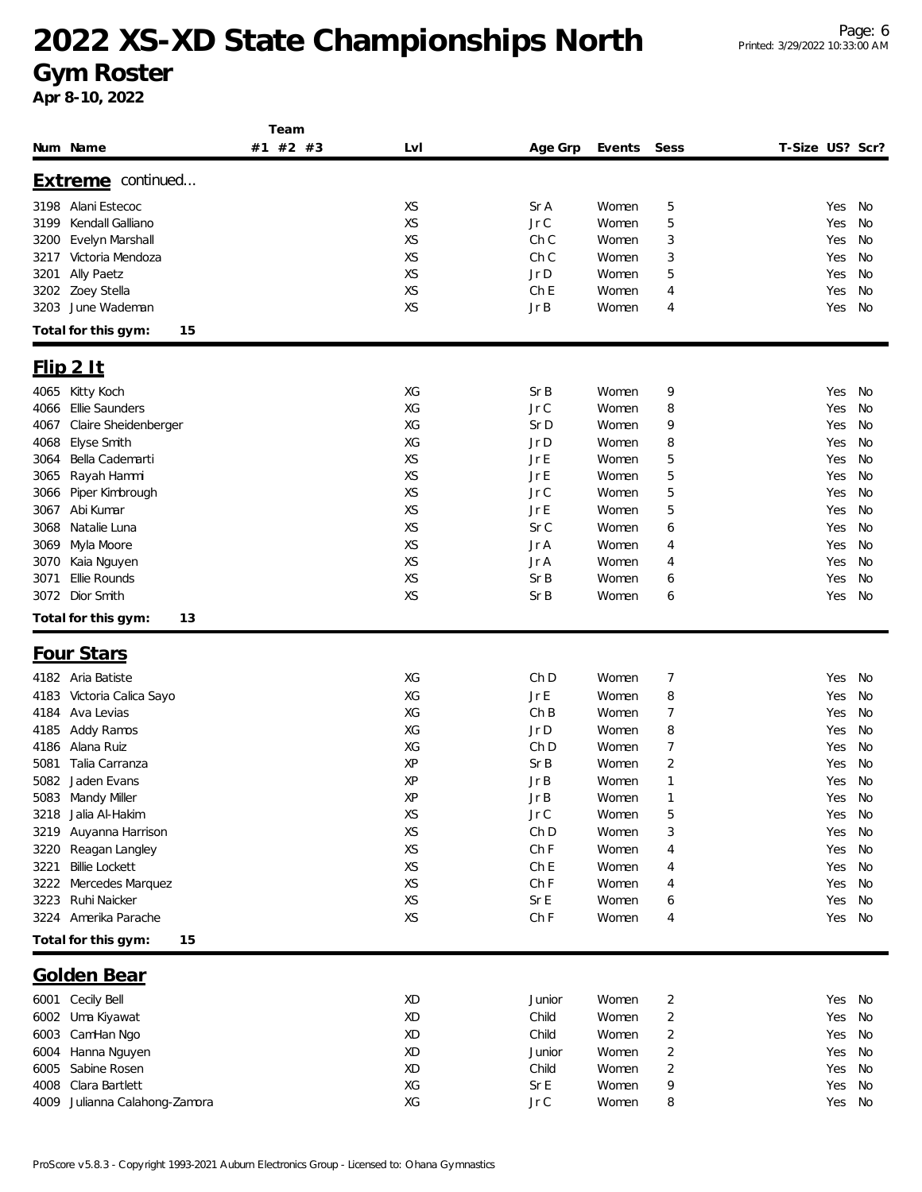# 2022 XS-XD State Championships North

## Gym Roster

**Apr 8-10, 2022**

| Num | Name | Team #1 | Team #2 | Team #3 | Lvl | Age Grp | Events | Sess | T-Size | US? | Scr? |
|---|---|---|---|---|---|---|---|---|---|---|---|
| **Extreme** continued... | | | | | | | | | | | |
| 3198 | Alani Estecoc | | | | XS | Sr A | Women | 5 | | Yes | No |
| 3199 | Kendall Galliano | | | | XS | Jr C | Women | 5 | | Yes | No |
| 3200 | Evelyn Marshall | | | | XS | Ch C | Women | 3 | | Yes | No |
| 3217 | Victoria Mendoza | | | | XS | Ch C | Women | 3 | | Yes | No |
| 3201 | Ally Paetz | | | | XS | Jr D | Women | 5 | | Yes | No |
| 3202 | Zoey Stella | | | | XS | Ch E | Women | 4 | | Yes | No |
| 3203 | June Wademan | | | | XS | Jr B | Women | 4 | | Yes | No |
| **Total for this gym:** | **15** | | | | | | | | | | |
| **Flip 2 It** | | | | | | | | | | | |
| 4065 | Kitty Koch | | | | XG | Sr B | Women | 9 | | Yes | No |
| 4066 | Ellie Saunders | | | | XG | Jr C | Women | 8 | | Yes | No |
| 4067 | Claire Sheidenberger | | | | XG | Sr D | Women | 9 | | Yes | No |
| 4068 | Elyse Smith | | | | XG | Jr D | Women | 8 | | Yes | No |
| 3064 | Bella Cademarti | | | | XS | Jr E | Women | 5 | | Yes | No |
| 3065 | Rayah Hammi | | | | XS | Jr E | Women | 5 | | Yes | No |
| 3066 | Piper Kimbrough | | | | XS | Jr C | Women | 5 | | Yes | No |
| 3067 | Abi Kumar | | | | XS | Jr E | Women | 5 | | Yes | No |
| 3068 | Natalie Luna | | | | XS | Sr C | Women | 6 | | Yes | No |
| 3069 | Myla Moore | | | | XS | Jr A | Women | 4 | | Yes | No |
| 3070 | Kaia Nguyen | | | | XS | Jr A | Women | 4 | | Yes | No |
| 3071 | Ellie Rounds | | | | XS | Sr B | Women | 6 | | Yes | No |
| 3072 | Dior Smith | | | | XS | Sr B | Women | 6 | | Yes | No |
| **Total for this gym:** | **13** | | | | | | | | | | |
| **Four Stars** | | | | | | | | | | | |
| 4182 | Aria Batiste | | | | XG | Ch D | Women | 7 | | Yes | No |
| 4183 | Victoria Calica Sayo | | | | XG | Jr E | Women | 8 | | Yes | No |
| 4184 | Ava Levias | | | | XG | Ch B | Women | 7 | | Yes | No |
| 4185 | Addy Ramos | | | | XG | Jr D | Women | 8 | | Yes | No |
| 4186 | Alana Ruiz | | | | XG | Ch D | Women | 7 | | Yes | No |
| 5081 | Talia Carranza | | | | XP | Sr B | Women | 2 | | Yes | No |
| 5082 | Jaden Evans | | | | XP | Jr B | Women | 1 | | Yes | No |
| 5083 | Mandy Miller | | | | XP | Jr B | Women | 1 | | Yes | No |
| 3218 | Jalia Al-Hakim | | | | XS | Jr C | Women | 5 | | Yes | No |
| 3219 | Auyanna Harrison | | | | XS | Ch D | Women | 3 | | Yes | No |
| 3220 | Reagan Langley | | | | XS | Ch F | Women | 4 | | Yes | No |
| 3221 | Billie Lockett | | | | XS | Ch E | Women | 4 | | Yes | No |
| 3222 | Mercedes Marquez | | | | XS | Ch F | Women | 4 | | Yes | No |
| 3223 | Ruhi Naicker | | | | XS | Sr E | Women | 6 | | Yes | No |
| 3224 | Amerika Parache | | | | XS | Ch F | Women | 4 | | Yes | No |
| **Total for this gym:** | **15** | | | | | | | | | | |
| **Golden Bear** | | | | | | | | | | | |
| 6001 | Cecily Bell | | | | XD | Junior | Women | 2 | | Yes | No |
| 6002 | Uma Kiyawat | | | | XD | Child | Women | 2 | | Yes | No |
| 6003 | CamHan Ngo | | | | XD | Child | Women | 2 | | Yes | No |
| 6004 | Hanna Nguyen | | | | XD | Junior | Women | 2 | | Yes | No |
| 6005 | Sabine Rosen | | | | XD | Child | Women | 2 | | Yes | No |
| 4008 | Clara Bartlett | | | | XG | Sr E | Women | 9 | | Yes | No |
| 4009 | Julianna Calahong-Zamora | | | | XG | Jr C | Women | 8 | | Yes | No |

ProScore v5.8.3 - Copyright 1993-2021 Auburn Electronics Group - Licensed to: Ohana Gymnastics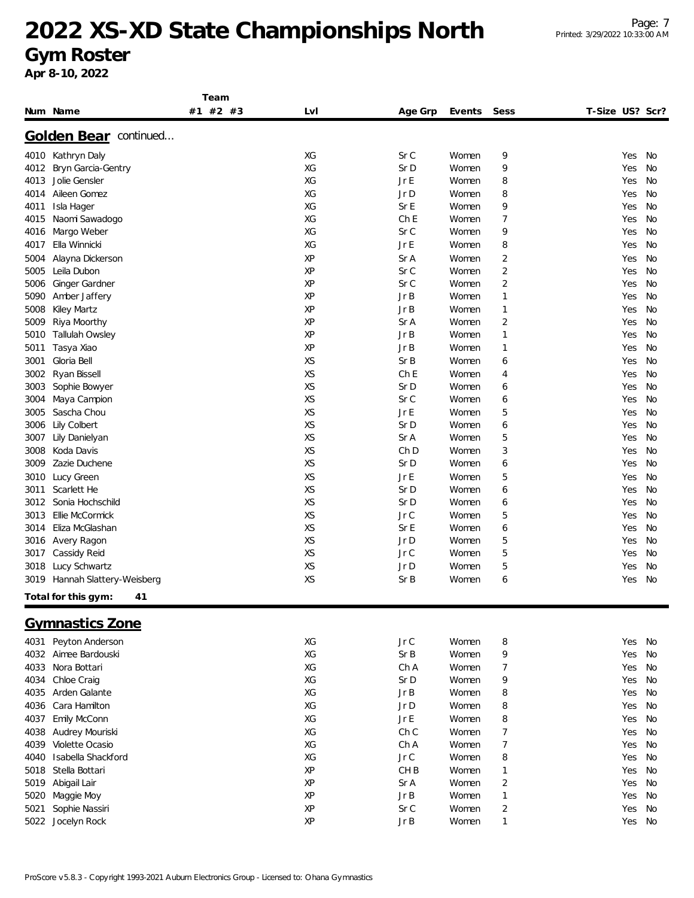# 2022 XS-XD State Championships North

## Gym Roster

**Apr 8-10, 2022**

### Golden Bear continued...

| Num | Name | Team #1 | Team #2 | Team #3 | Lvl | Age Grp | Events | Sess | T-Size | US? | Scr? |
|---|---|---|---|---|---|---|---|---|---|---|---|
| 4010 | Kathryn Daly | | | | XG | Sr C | Women | 9 | | Yes | No |
| 4012 | Bryn Garcia-Gentry | | | | XG | Sr D | Women | 9 | | Yes | No |
| 4013 | Jolie Gensler | | | | XG | Jr E | Women | 8 | | Yes | No |
| 4014 | Aileen Gomez | | | | XG | Jr D | Women | 8 | | Yes | No |
| 4011 | Isla Hager | | | | XG | Sr E | Women | 9 | | Yes | No |
| 4015 | Naomi Sawadogo | | | | XG | Ch E | Women | 7 | | Yes | No |
| 4016 | Margo Weber | | | | XG | Sr C | Women | 9 | | Yes | No |
| 4017 | Ella Winnicki | | | | XG | Jr E | Women | 8 | | Yes | No |
| 5004 | Alayna Dickerson | | | | XP | Sr A | Women | 2 | | Yes | No |
| 5005 | Leila Dubon | | | | XP | Sr C | Women | 2 | | Yes | No |
| 5006 | Ginger Gardner | | | | XP | Sr C | Women | 2 | | Yes | No |
| 5090 | Amber Jaffery | | | | XP | Jr B | Women | 1 | | Yes | No |
| 5008 | Kiley Martz | | | | XP | Jr B | Women | 1 | | Yes | No |
| 5009 | Riya Moorthy | | | | XP | Sr A | Women | 2 | | Yes | No |
| 5010 | Tallulah Owsley | | | | XP | Jr B | Women | 1 | | Yes | No |
| 5011 | Tasya Xiao | | | | XP | Jr B | Women | 1 | | Yes | No |
| 3001 | Gloria Bell | | | | XS | Sr B | Women | 6 | | Yes | No |
| 3002 | Ryan Bissell | | | | XS | Ch E | Women | 4 | | Yes | No |
| 3003 | Sophie Bowyer | | | | XS | Sr D | Women | 6 | | Yes | No |
| 3004 | Maya Campion | | | | XS | Sr C | Women | 6 | | Yes | No |
| 3005 | Sascha Chou | | | | XS | Jr E | Women | 5 | | Yes | No |
| 3006 | Lily Colbert | | | | XS | Sr D | Women | 6 | | Yes | No |
| 3007 | Lily Danielyan | | | | XS | Sr A | Women | 5 | | Yes | No |
| 3008 | Koda Davis | | | | XS | Ch D | Women | 3 | | Yes | No |
| 3009 | Zazie Duchene | | | | XS | Sr D | Women | 6 | | Yes | No |
| 3010 | Lucy Green | | | | XS | Jr E | Women | 5 | | Yes | No |
| 3011 | Scarlett He | | | | XS | Sr D | Women | 6 | | Yes | No |
| 3012 | Sonia Hochschild | | | | XS | Sr D | Women | 6 | | Yes | No |
| 3013 | Ellie McCormick | | | | XS | Jr C | Women | 5 | | Yes | No |
| 3014 | Eliza McGlashan | | | | XS | Sr E | Women | 6 | | Yes | No |
| 3016 | Avery Ragon | | | | XS | Jr D | Women | 5 | | Yes | No |
| 3017 | Cassidy Reid | | | | XS | Jr C | Women | 5 | | Yes | No |
| 3018 | Lucy Schwartz | | | | XS | Jr D | Women | 5 | | Yes | No |
| 3019 | Hannah Slattery-Weisberg | | | | XS | Sr B | Women | 6 | | Yes | No |

**Total for this gym: 41**

### Gymnastics Zone

| Num | Name | Team #1 | Team #2 | Team #3 | Lvl | Age Grp | Events | Sess | T-Size | US? | Scr? |
|---|---|---|---|---|---|---|---|---|---|---|---|
| 4031 | Peyton Anderson | | | | XG | Jr C | Women | 8 | | Yes | No |
| 4032 | Aimee Bardouski | | | | XG | Sr B | Women | 9 | | Yes | No |
| 4033 | Nora Bottari | | | | XG | Ch A | Women | 7 | | Yes | No |
| 4034 | Chloe Craig | | | | XG | Sr D | Women | 9 | | Yes | No |
| 4035 | Arden Galante | | | | XG | Jr B | Women | 8 | | Yes | No |
| 4036 | Cara Hamilton | | | | XG | Jr D | Women | 8 | | Yes | No |
| 4037 | Emily McConn | | | | XG | Jr E | Women | 8 | | Yes | No |
| 4038 | Audrey Mouriski | | | | XG | Ch C | Women | 7 | | Yes | No |
| 4039 | Violette Ocasio | | | | XG | Ch A | Women | 7 | | Yes | No |
| 4040 | Isabella Shackford | | | | XG | Jr C | Women | 8 | | Yes | No |
| 5018 | Stella Bottari | | | | XP | CH B | Women | 1 | | Yes | No |
| 5019 | Abigail Lair | | | | XP | Sr A | Women | 2 | | Yes | No |
| 5020 | Maggie Moy | | | | XP | Jr B | Women | 1 | | Yes | No |
| 5021 | Sophie Nassiri | | | | XP | Sr C | Women | 2 | | Yes | No |
| 5022 | Jocelyn Rock | | | | XP | Jr B | Women | 1 | | Yes | No |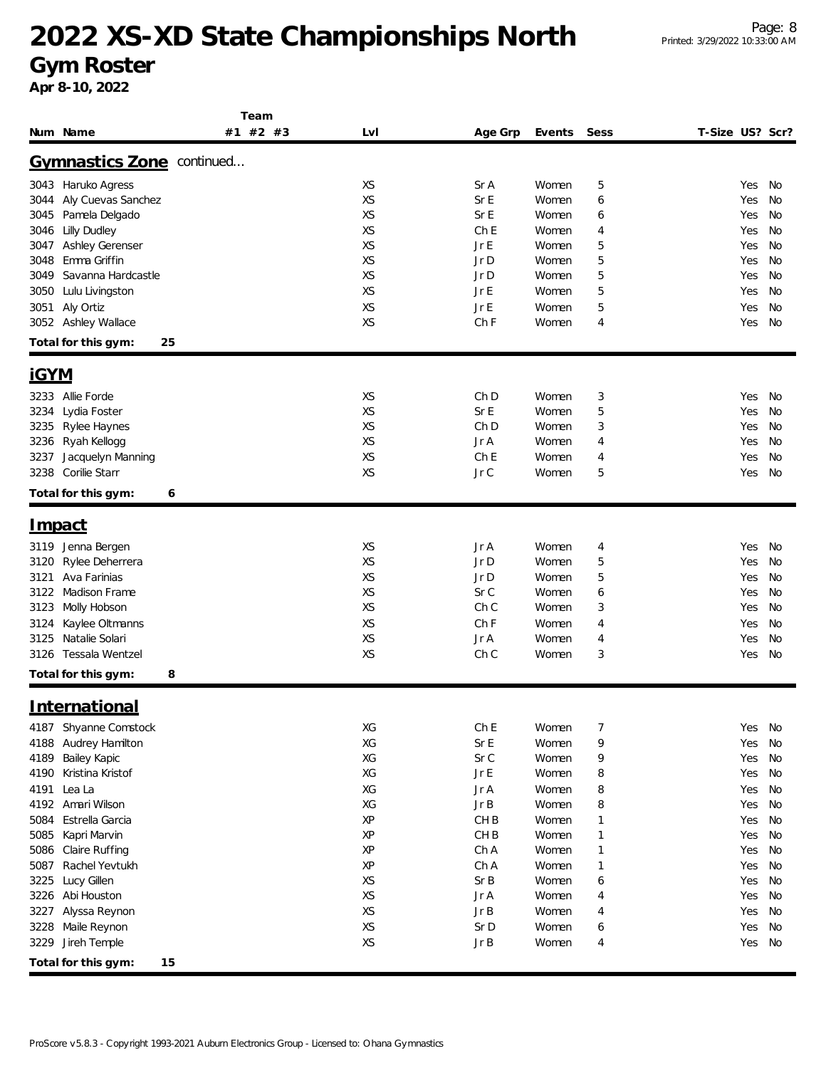# 2022 XS-XD State Championships North

## Gym Roster

**Apr 8-10, 2022**

### Gymnastics Zone continued...

| Num | Name | Team #1 | Team #2 | Team #3 | Lvl | Age Grp | Events | Sess | T-Size | US? | Scr? |
|---|---|---|---|---|---|---|---|---|---|---|---|
| 3043 | Haruko Agress | | | | XS | Sr A | Women | 5 | | Yes | No |
| 3044 | Aly Cuevas Sanchez | | | | XS | Sr E | Women | 6 | | Yes | No |
| 3045 | Pamela Delgado | | | | XS | Sr E | Women | 6 | | Yes | No |
| 3046 | Lilly Dudley | | | | XS | Ch E | Women | 4 | | Yes | No |
| 3047 | Ashley Gerenser | | | | XS | Jr E | Women | 5 | | Yes | No |
| 3048 | Emma Griffin | | | | XS | Jr D | Women | 5 | | Yes | No |
| 3049 | Savanna Hardcastle | | | | XS | Jr D | Women | 5 | | Yes | No |
| 3050 | Lulu Livingston | | | | XS | Jr E | Women | 5 | | Yes | No |
| 3051 | Aly Ortiz | | | | XS | Jr E | Women | 5 | | Yes | No |
| 3052 | Ashley Wallace | | | | XS | Ch F | Women | 4 | | Yes | No |

**Total for this gym: 25**

### iGYM

| Num | Name | Team #1 | Team #2 | Team #3 | Lvl | Age Grp | Events | Sess | T-Size | US? | Scr? |
|---|---|---|---|---|---|---|---|---|---|---|---|
| 3233 | Allie Forde | | | | XS | Ch D | Women | 3 | | Yes | No |
| 3234 | Lydia Foster | | | | XS | Sr E | Women | 5 | | Yes | No |
| 3235 | Rylee Haynes | | | | XS | Ch D | Women | 3 | | Yes | No |
| 3236 | Ryah Kellogg | | | | XS | Jr A | Women | 4 | | Yes | No |
| 3237 | Jacquelyn Manning | | | | XS | Ch E | Women | 4 | | Yes | No |
| 3238 | Corilie Starr | | | | XS | Jr C | Women | 5 | | Yes | No |

**Total for this gym: 6**

### Impact

| Num | Name | Team #1 | Team #2 | Team #3 | Lvl | Age Grp | Events | Sess | T-Size | US? | Scr? |
|---|---|---|---|---|---|---|---|---|---|---|---|
| 3119 | Jenna Bergen | | | | XS | Jr A | Women | 4 | | Yes | No |
| 3120 | Rylee Deherrera | | | | XS | Jr D | Women | 5 | | Yes | No |
| 3121 | Ava Farinias | | | | XS | Jr D | Women | 5 | | Yes | No |
| 3122 | Madison Frame | | | | XS | Sr C | Women | 6 | | Yes | No |
| 3123 | Molly Hobson | | | | XS | Ch C | Women | 3 | | Yes | No |
| 3124 | Kaylee Oltmanns | | | | XS | Ch F | Women | 4 | | Yes | No |
| 3125 | Natalie Solari | | | | XS | Jr A | Women | 4 | | Yes | No |
| 3126 | Tessala Wentzel | | | | XS | Ch C | Women | 3 | | Yes | No |

**Total for this gym: 8**

### International

| Num | Name | Team #1 | Team #2 | Team #3 | Lvl | Age Grp | Events | Sess | T-Size | US? | Scr? |
|---|---|---|---|---|---|---|---|---|---|---|---|
| 4187 | Shyanne Comstock | | | | XG | Ch E | Women | 7 | | Yes | No |
| 4188 | Audrey Hamilton | | | | XG | Sr E | Women | 9 | | Yes | No |
| 4189 | Bailey Kapic | | | | XG | Sr C | Women | 9 | | Yes | No |
| 4190 | Kristina Kristof | | | | XG | Jr E | Women | 8 | | Yes | No |
| 4191 | Lea La | | | | XG | Jr A | Women | 8 | | Yes | No |
| 4192 | Amari Wilson | | | | XG | Jr B | Women | 8 | | Yes | No |
| 5084 | Estrella Garcia | | | | XP | CH B | Women | 1 | | Yes | No |
| 5085 | Kapri Marvin | | | | XP | CH B | Women | 1 | | Yes | No |
| 5086 | Claire Ruffing | | | | XP | Ch A | Women | 1 | | Yes | No |
| 5087 | Rachel Yevtukh | | | | XP | Ch A | Women | 1 | | Yes | No |
| 3225 | Lucy Gillen | | | | XS | Sr B | Women | 6 | | Yes | No |
| 3226 | Abi Houston | | | | XS | Jr A | Women | 4 | | Yes | No |
| 3227 | Alyssa Reynon | | | | XS | Jr B | Women | 4 | | Yes | No |
| 3228 | Maile Reynon | | | | XS | Sr D | Women | 6 | | Yes | No |
| 3229 | Jireh Temple | | | | XS | Jr B | Women | 4 | | Yes | No |

**Total for this gym: 15**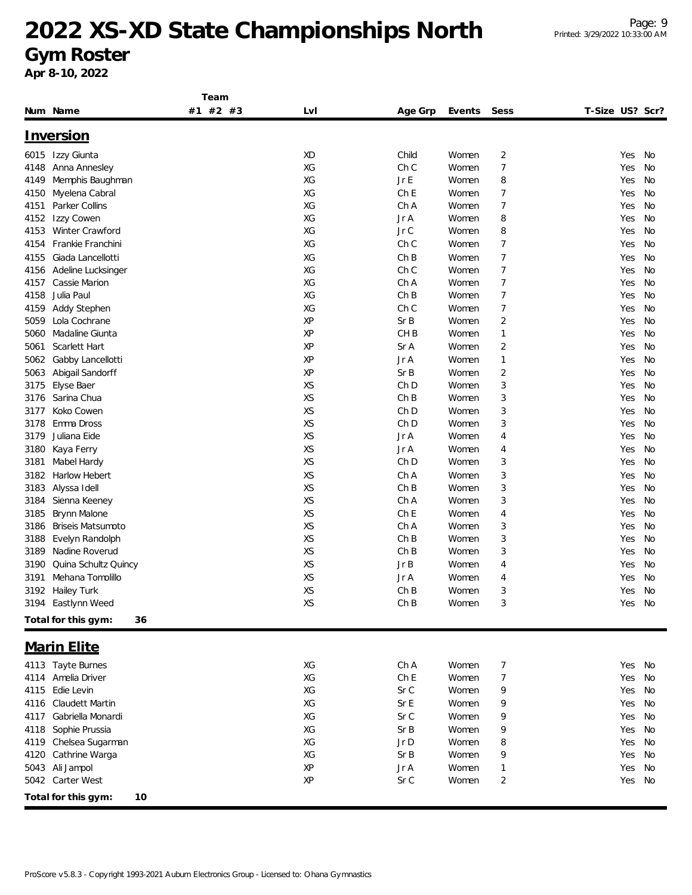# 2022 XS-XD State Championships North

## Gym Roster

**Apr 8-10, 2022**

### Inversion

| Num | Name | Team #1 | Team #2 | Team #3 | Lvl | Age Grp | Events | Sess | T-Size | US? | Scr? |
|---|---|---|---|---|---|---|---|---|---|---|---|
| 6015 | Izzy Giunta | | | | XD | Child | Women | 2 | | Yes | No |
| 4148 | Anna Annesley | | | | XG | Ch C | Women | 7 | | Yes | No |
| 4149 | Memphis Baughman | | | | XG | Jr E | Women | 8 | | Yes | No |
| 4150 | Myelena Cabral | | | | XG | Ch E | Women | 7 | | Yes | No |
| 4151 | Parker Collins | | | | XG | Ch A | Women | 7 | | Yes | No |
| 4152 | Izzy Cowen | | | | XG | Jr A | Women | 8 | | Yes | No |
| 4153 | Winter Crawford | | | | XG | Jr C | Women | 8 | | Yes | No |
| 4154 | Frankie Franchini | | | | XG | Ch C | Women | 7 | | Yes | No |
| 4155 | Giada Lancellotti | | | | XG | Ch B | Women | 7 | | Yes | No |
| 4156 | Adeline Lucksinger | | | | XG | Ch C | Women | 7 | | Yes | No |
| 4157 | Cassie Marion | | | | XG | Ch A | Women | 7 | | Yes | No |
| 4158 | Julia Paul | | | | XG | Ch B | Women | 7 | | Yes | No |
| 4159 | Addy Stephen | | | | XG | Ch C | Women | 7 | | Yes | No |
| 5059 | Lola Cochrane | | | | XP | Sr B | Women | 2 | | Yes | No |
| 5060 | Madaline Giunta | | | | XP | CH B | Women | 1 | | Yes | No |
| 5061 | Scarlett Hart | | | | XP | Sr A | Women | 2 | | Yes | No |
| 5062 | Gabby Lancellotti | | | | XP | Jr A | Women | 1 | | Yes | No |
| 5063 | Abigail Sandorff | | | | XP | Sr B | Women | 2 | | Yes | No |
| 3175 | Elyse Baer | | | | XS | Ch D | Women | 3 | | Yes | No |
| 3176 | Sarina Chua | | | | XS | Ch B | Women | 3 | | Yes | No |
| 3177 | Koko Cowen | | | | XS | Ch D | Women | 3 | | Yes | No |
| 3178 | Emma Dross | | | | XS | Ch D | Women | 3 | | Yes | No |
| 3179 | Juliana Eide | | | | XS | Jr A | Women | 4 | | Yes | No |
| 3180 | Kaya Ferry | | | | XS | Jr A | Women | 4 | | Yes | No |
| 3181 | Mabel Hardy | | | | XS | Ch D | Women | 3 | | Yes | No |
| 3182 | Harlow Hebert | | | | XS | Ch A | Women | 3 | | Yes | No |
| 3183 | Alyssa Idell | | | | XS | Ch B | Women | 3 | | Yes | No |
| 3184 | Sienna Keeney | | | | XS | Ch A | Women | 3 | | Yes | No |
| 3185 | Brynn Malone | | | | XS | Ch E | Women | 4 | | Yes | No |
| 3186 | Briseis Matsumoto | | | | XS | Ch A | Women | 3 | | Yes | No |
| 3188 | Evelyn Randolph | | | | XS | Ch B | Women | 3 | | Yes | No |
| 3189 | Nadine Roverud | | | | XS | Ch B | Women | 3 | | Yes | No |
| 3190 | Quina Schultz Quincy | | | | XS | Jr B | Women | 4 | | Yes | No |
| 3191 | Mehana Tomolillo | | | | XS | Jr A | Women | 4 | | Yes | No |
| 3192 | Hailey Turk | | | | XS | Ch B | Women | 3 | | Yes | No |
| 3194 | Eastlynn Weed | | | | XS | Ch B | Women | 3 | | Yes | No |

**Total for this gym: 36**

### Marin Elite

| Num | Name | Team #1 | Team #2 | Team #3 | Lvl | Age Grp | Events | Sess | T-Size | US? | Scr? |
|---|---|---|---|---|---|---|---|---|---|---|---|
| 4113 | Tayte Burnes | | | | XG | Ch A | Women | 7 | | Yes | No |
| 4114 | Amelia Driver | | | | XG | Ch E | Women | 7 | | Yes | No |
| 4115 | Edie Levin | | | | XG | Sr C | Women | 9 | | Yes | No |
| 4116 | Claudett Martin | | | | XG | Sr E | Women | 9 | | Yes | No |
| 4117 | Gabriella Monardi | | | | XG | Sr C | Women | 9 | | Yes | No |
| 4118 | Sophie Prussia | | | | XG | Sr B | Women | 9 | | Yes | No |
| 4119 | Chelsea Sugarman | | | | XG | Jr D | Women | 8 | | Yes | No |
| 4120 | Cathrine Warga | | | | XG | Sr B | Women | 9 | | Yes | No |
| 5043 | Ali Jampol | | | | XP | Jr A | Women | 1 | | Yes | No |
| 5042 | Carter West | | | | XP | Sr C | Women | 2 | | Yes | No |

**Total for this gym: 10**

ProScore v5.8.3 - Copyright 1993-2021 Auburn Electronics Group - Licensed to: Ohana Gymnastics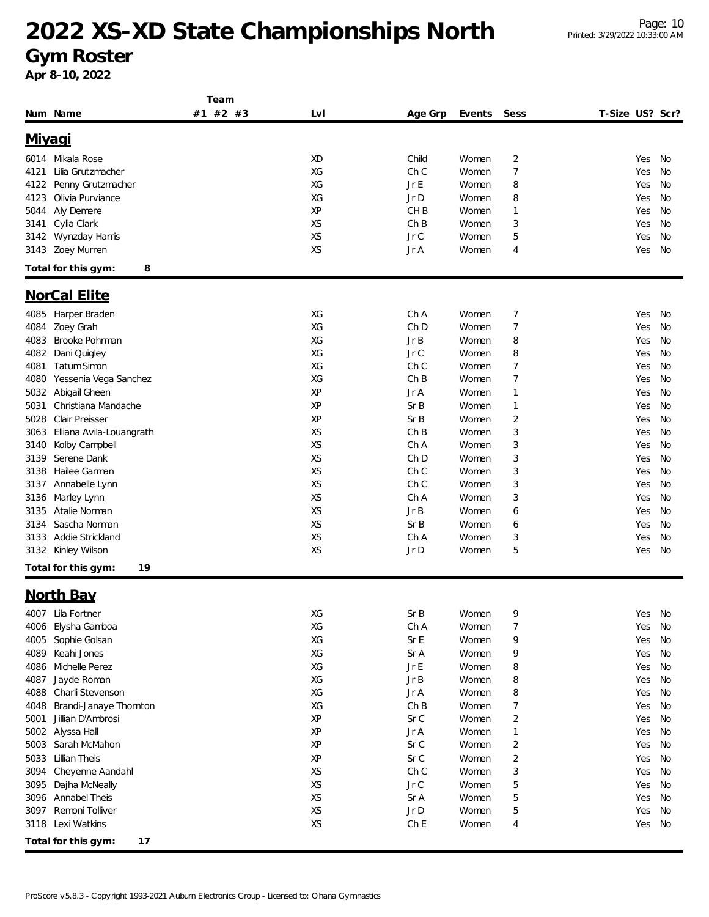# 2022 XS-XD State Championships North

## Gym Roster

**Apr 8-10, 2022**

### Miyagi

| Num | Name | Team #1 #2 #3 | Lvl | Age Grp | Events | Sess | T-Size | US? | Scr? |
|---|---|---|---|---|---|---|---|---|---|
| 6014 | Mikala Rose | | XD | Child | Women | 2 | | Yes | No |
| 4121 | Lilia Grutzmacher | | XG | Ch C | Women | 7 | | Yes | No |
| 4122 | Penny Grutzmacher | | XG | Jr E | Women | 8 | | Yes | No |
| 4123 | Olivia Purviance | | XG | Jr D | Women | 8 | | Yes | No |
| 5044 | Aly Demere | | XP | CH B | Women | 1 | | Yes | No |
| 3141 | Cylia Clark | | XS | Ch B | Women | 3 | | Yes | No |
| 3142 | Wynzday Harris | | XS | Jr C | Women | 5 | | Yes | No |
| 3143 | Zoey Murren | | XS | Jr A | Women | 4 | | Yes | No |

**Total for this gym: 8**

### NorCal Elite

| Num | Name | Team #1 #2 #3 | Lvl | Age Grp | Events | Sess | T-Size | US? | Scr? |
|---|---|---|---|---|---|---|---|---|---|
| 4085 | Harper Braden | | XG | Ch A | Women | 7 | | Yes | No |
| 4084 | Zoey Grah | | XG | Ch D | Women | 7 | | Yes | No |
| 4083 | Brooke Pohrman | | XG | Jr B | Women | 8 | | Yes | No |
| 4082 | Dani Quigley | | XG | Jr C | Women | 8 | | Yes | No |
| 4081 | Tatum Simon | | XG | Ch C | Women | 7 | | Yes | No |
| 4080 | Yessenia Vega Sanchez | | XG | Ch B | Women | 7 | | Yes | No |
| 5032 | Abigail Gheen | | XP | Jr A | Women | 1 | | Yes | No |
| 5031 | Christiana Mandache | | XP | Sr B | Women | 1 | | Yes | No |
| 5028 | Clair Preisser | | XP | Sr B | Women | 2 | | Yes | No |
| 3063 | Elliana Avila-Louangrath | | XS | Ch B | Women | 3 | | Yes | No |
| 3140 | Kolby Campbell | | XS | Ch A | Women | 3 | | Yes | No |
| 3139 | Serene Dank | | XS | Ch D | Women | 3 | | Yes | No |
| 3138 | Hailee Garman | | XS | Ch C | Women | 3 | | Yes | No |
| 3137 | Annabelle Lynn | | XS | Ch C | Women | 3 | | Yes | No |
| 3136 | Marley Lynn | | XS | Ch A | Women | 3 | | Yes | No |
| 3135 | Atalie Norman | | XS | Jr B | Women | 6 | | Yes | No |
| 3134 | Sascha Norman | | XS | Sr B | Women | 6 | | Yes | No |
| 3133 | Addie Strickland | | XS | Ch A | Women | 3 | | Yes | No |
| 3132 | Kinley Wilson | | XS | Jr D | Women | 5 | | Yes | No |

**Total for this gym: 19**

### North Bay

| Num | Name | Team #1 #2 #3 | Lvl | Age Grp | Events | Sess | T-Size | US? | Scr? |
|---|---|---|---|---|---|---|---|---|---|
| 4007 | Lila Fortner | | XG | Sr B | Women | 9 | | Yes | No |
| 4006 | Elysha Gamboa | | XG | Ch A | Women | 7 | | Yes | No |
| 4005 | Sophie Golsan | | XG | Sr E | Women | 9 | | Yes | No |
| 4089 | Keahi Jones | | XG | Sr A | Women | 9 | | Yes | No |
| 4086 | Michelle Perez | | XG | Jr E | Women | 8 | | Yes | No |
| 4087 | Jayde Roman | | XG | Jr B | Women | 8 | | Yes | No |
| 4088 | Charli Stevenson | | XG | Jr A | Women | 8 | | Yes | No |
| 4048 | Brandi-Janaye Thornton | | XG | Ch B | Women | 7 | | Yes | No |
| 5001 | Jillian D'Ambrosi | | XP | Sr C | Women | 2 | | Yes | No |
| 5002 | Alyssa Hall | | XP | Jr A | Women | 1 | | Yes | No |
| 5003 | Sarah McMahon | | XP | Sr C | Women | 2 | | Yes | No |
| 5033 | Lillian Theis | | XP | Sr C | Women | 2 | | Yes | No |
| 3094 | Cheyenne Aandahl | | XS | Ch C | Women | 3 | | Yes | No |
| 3095 | Dajha McNeally | | XS | Jr C | Women | 5 | | Yes | No |
| 3096 | Annabel Theis | | XS | Sr A | Women | 5 | | Yes | No |
| 3097 | Remoni Tolliver | | XS | Jr D | Women | 5 | | Yes | No |
| 3118 | Lexi Watkins | | XS | Ch E | Women | 4 | | Yes | No |

**Total for this gym: 17**

ProScore v5.8.3 - Copyright 1993-2021 Auburn Electronics Group - Licensed to: Ohana Gymnastics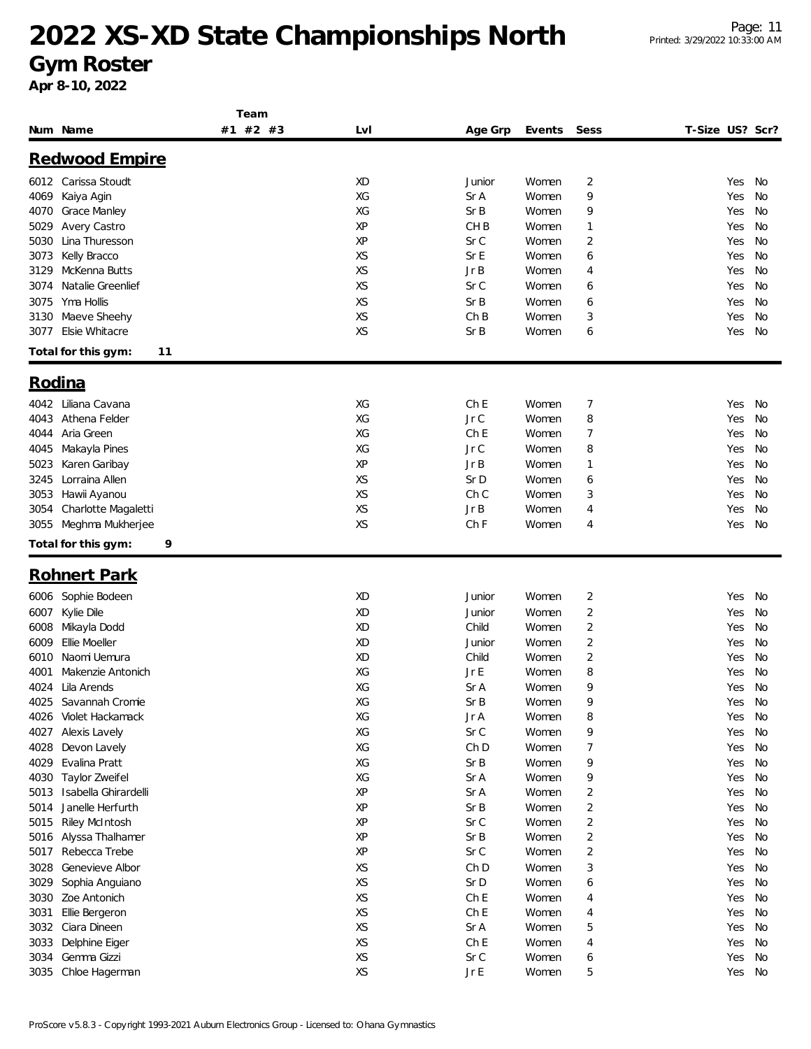# 2022 XS-XD State Championships North

## Gym Roster

**Apr 8-10, 2022**

### Redwood Empire

| Num | Name | Team #1 | Team #2 | Team #3 | Lvl | Age Grp | Events | Sess | T-Size | US? | Scr? |
|---|---|---|---|---|---|---|---|---|---|---|---|
| 6012 | Carissa Stoudt | | | | XD | Junior | Women | 2 | | Yes | No |
| 4069 | Kaiya Agin | | | | XG | Sr A | Women | 9 | | Yes | No |
| 4070 | Grace Manley | | | | XG | Sr B | Women | 9 | | Yes | No |
| 5029 | Avery Castro | | | | XP | CH B | Women | 1 | | Yes | No |
| 5030 | Lina Thuresson | | | | XP | Sr C | Women | 2 | | Yes | No |
| 3073 | Kelly Bracco | | | | XS | Sr E | Women | 6 | | Yes | No |
| 3129 | McKenna Butts | | | | XS | Jr B | Women | 4 | | Yes | No |
| 3074 | Natalie Greenlief | | | | XS | Sr C | Women | 6 | | Yes | No |
| 3075 | Yma Hollis | | | | XS | Sr B | Women | 6 | | Yes | No |
| 3130 | Maeve Sheehy | | | | XS | Ch B | Women | 3 | | Yes | No |
| 3077 | Elsie Whitacre | | | | XS | Sr B | Women | 6 | | Yes | No |

**Total for this gym: 11**

### Rodina

| Num | Name | Team #1 | Team #2 | Team #3 | Lvl | Age Grp | Events | Sess | T-Size | US? | Scr? |
|---|---|---|---|---|---|---|---|---|---|---|---|
| 4042 | Liliana Cavana | | | | XG | Ch E | Women | 7 | | Yes | No |
| 4043 | Athena Felder | | | | XG | Jr C | Women | 8 | | Yes | No |
| 4044 | Aria Green | | | | XG | Ch E | Women | 7 | | Yes | No |
| 4045 | Makayla Pines | | | | XG | Jr C | Women | 8 | | Yes | No |
| 5023 | Karen Garibay | | | | XP | Jr B | Women | 1 | | Yes | No |
| 3245 | Lorraina Allen | | | | XS | Sr D | Women | 6 | | Yes | No |
| 3053 | Hawii Ayanou | | | | XS | Ch C | Women | 3 | | Yes | No |
| 3054 | Charlotte Magaletti | | | | XS | Jr B | Women | 4 | | Yes | No |
| 3055 | Meghma Mukherjee | | | | XS | Ch F | Women | 4 | | Yes | No |

**Total for this gym: 9**

### Rohnert Park

| Num | Name | Team #1 | Team #2 | Team #3 | Lvl | Age Grp | Events | Sess | T-Size | US? | Scr? |
|---|---|---|---|---|---|---|---|---|---|---|---|
| 6006 | Sophie Bodeen | | | | XD | Junior | Women | 2 | | Yes | No |
| 6007 | Kylie Dile | | | | XD | Junior | Women | 2 | | Yes | No |
| 6008 | Mikayla Dodd | | | | XD | Child | Women | 2 | | Yes | No |
| 6009 | Ellie Moeller | | | | XD | Junior | Women | 2 | | Yes | No |
| 6010 | Naomi Uemura | | | | XD | Child | Women | 2 | | Yes | No |
| 4001 | Makenzie Antonich | | | | XG | Jr E | Women | 8 | | Yes | No |
| 4024 | Lila Arends | | | | XG | Sr A | Women | 9 | | Yes | No |
| 4025 | Savannah Cromie | | | | XG | Sr B | Women | 9 | | Yes | No |
| 4026 | Violet Hackamack | | | | XG | Jr A | Women | 8 | | Yes | No |
| 4027 | Alexis Lavely | | | | XG | Sr C | Women | 9 | | Yes | No |
| 4028 | Devon Lavely | | | | XG | Ch D | Women | 7 | | Yes | No |
| 4029 | Evalina Pratt | | | | XG | Sr B | Women | 9 | | Yes | No |
| 4030 | Taylor Zweifel | | | | XG | Sr A | Women | 9 | | Yes | No |
| 5013 | Isabella Ghirardelli | | | | XP | Sr A | Women | 2 | | Yes | No |
| 5014 | Janelle Herfurth | | | | XP | Sr B | Women | 2 | | Yes | No |
| 5015 | Riley McIntosh | | | | XP | Sr C | Women | 2 | | Yes | No |
| 5016 | Alyssa Thalhamer | | | | XP | Sr B | Women | 2 | | Yes | No |
| 5017 | Rebecca Trebe | | | | XP | Sr C | Women | 2 | | Yes | No |
| 3028 | Genevieve Albor | | | | XS | Ch D | Women | 3 | | Yes | No |
| 3029 | Sophia Anguiano | | | | XS | Sr D | Women | 6 | | Yes | No |
| 3030 | Zoe Antonich | | | | XS | Ch E | Women | 4 | | Yes | No |
| 3031 | Ellie Bergeron | | | | XS | Ch E | Women | 4 | | Yes | No |
| 3032 | Ciara Dineen | | | | XS | Sr A | Women | 5 | | Yes | No |
| 3033 | Delphine Eiger | | | | XS | Ch E | Women | 4 | | Yes | No |
| 3034 | Gemma Gizzi | | | | XS | Sr C | Women | 6 | | Yes | No |
| 3035 | Chloe Hagerman | | | | XS | Jr E | Women | 5 | | Yes | No |

ProScore v5.8.3 - Copyright 1993-2021 Auburn Electronics Group - Licensed to: Ohana Gymnastics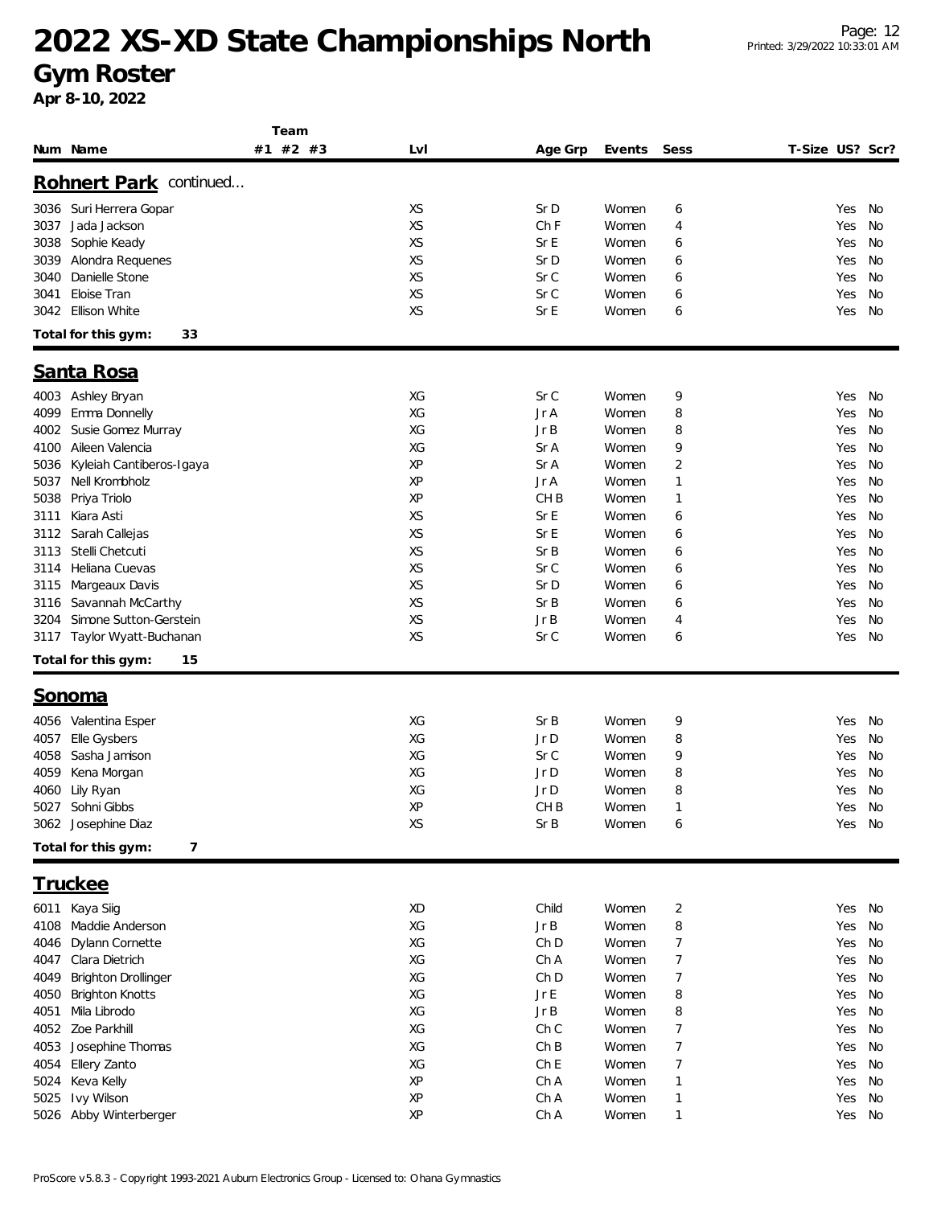# 2022 XS-XD State Championships North

## Gym Roster

**Apr 8-10, 2022**

| Num | Name | Team #1 #2 #3 | Lvl | Age Grp | Events | Sess | T-Size | US? | Scr? |
|---|---|---|---|---|---|---|---|---|---|

### Rohnert Park continued...

| Num | Name | Team #1 #2 #3 | Lvl | Age Grp | Events | Sess | T-Size | US? | Scr? |
|---|---|---|---|---|---|---|---|---|---|
| 3036 | Suri Herrera Gopar | | XS | Sr D | Women | 6 | | Yes | No |
| 3037 | Jada Jackson | | XS | Ch F | Women | 4 | | Yes | No |
| 3038 | Sophie Keady | | XS | Sr E | Women | 6 | | Yes | No |
| 3039 | Alondra Requenes | | XS | Sr D | Women | 6 | | Yes | No |
| 3040 | Danielle Stone | | XS | Sr C | Women | 6 | | Yes | No |
| 3041 | Eloise Tran | | XS | Sr C | Women | 6 | | Yes | No |
| 3042 | Ellison White | | XS | Sr E | Women | 6 | | Yes | No |

**Total for this gym: 33**

### Santa Rosa

| Num | Name | Team #1 #2 #3 | Lvl | Age Grp | Events | Sess | T-Size | US? | Scr? |
|---|---|---|---|---|---|---|---|---|---|
| 4003 | Ashley Bryan | | XG | Sr C | Women | 9 | | Yes | No |
| 4099 | Emma Donnelly | | XG | Jr A | Women | 8 | | Yes | No |
| 4002 | Susie Gomez Murray | | XG | Jr B | Women | 8 | | Yes | No |
| 4100 | Aileen Valencia | | XG | Sr A | Women | 9 | | Yes | No |
| 5036 | Kyleiah Cantiberos-Igaya | | XP | Sr A | Women | 2 | | Yes | No |
| 5037 | Nell Krombholz | | XP | Jr A | Women | 1 | | Yes | No |
| 5038 | Priya Triolo | | XP | CH B | Women | 1 | | Yes | No |
| 3111 | Kiara Asti | | XS | Sr E | Women | 6 | | Yes | No |
| 3112 | Sarah Callejas | | XS | Sr E | Women | 6 | | Yes | No |
| 3113 | Stelli Chetcuti | | XS | Sr B | Women | 6 | | Yes | No |
| 3114 | Heliana Cuevas | | XS | Sr C | Women | 6 | | Yes | No |
| 3115 | Margeaux Davis | | XS | Sr D | Women | 6 | | Yes | No |
| 3116 | Savannah McCarthy | | XS | Sr B | Women | 6 | | Yes | No |
| 3204 | Simone Sutton-Gerstein | | XS | Jr B | Women | 4 | | Yes | No |
| 3117 | Taylor Wyatt-Buchanan | | XS | Sr C | Women | 6 | | Yes | No |

**Total for this gym: 15**

### Sonoma

| Num | Name | Team #1 #2 #3 | Lvl | Age Grp | Events | Sess | T-Size | US? | Scr? |
|---|---|---|---|---|---|---|---|---|---|
| 4056 | Valentina Esper | | XG | Sr B | Women | 9 | | Yes | No |
| 4057 | Elle Gysbers | | XG | Jr D | Women | 8 | | Yes | No |
| 4058 | Sasha Jamison | | XG | Sr C | Women | 9 | | Yes | No |
| 4059 | Kena Morgan | | XG | Jr D | Women | 8 | | Yes | No |
| 4060 | Lily Ryan | | XG | Jr D | Women | 8 | | Yes | No |
| 5027 | Sohni Gibbs | | XP | CH B | Women | 1 | | Yes | No |
| 3062 | Josephine Diaz | | XS | Sr B | Women | 6 | | Yes | No |

**Total for this gym: 7**

### Truckee

| Num | Name | Team #1 #2 #3 | Lvl | Age Grp | Events | Sess | T-Size | US? | Scr? |
|---|---|---|---|---|---|---|---|---|---|
| 6011 | Kaya Siig | | XD | Child | Women | 2 | | Yes | No |
| 4108 | Maddie Anderson | | XG | Jr B | Women | 8 | | Yes | No |
| 4046 | Dylann Cornette | | XG | Ch D | Women | 7 | | Yes | No |
| 4047 | Clara Dietrich | | XG | Ch A | Women | 7 | | Yes | No |
| 4049 | Brighton Drollinger | | XG | Ch D | Women | 7 | | Yes | No |
| 4050 | Brighton Knotts | | XG | Jr E | Women | 8 | | Yes | No |
| 4051 | Mila Librodo | | XG | Jr B | Women | 8 | | Yes | No |
| 4052 | Zoe Parkhill | | XG | Ch C | Women | 7 | | Yes | No |
| 4053 | Josephine Thomas | | XG | Ch B | Women | 7 | | Yes | No |
| 4054 | Ellery Zanto | | XG | Ch E | Women | 7 | | Yes | No |
| 5024 | Keva Kelly | | XP | Ch A | Women | 1 | | Yes | No |
| 5025 | Ivy Wilson | | XP | Ch A | Women | 1 | | Yes | No |
| 5026 | Abby Winterberger | | XP | Ch A | Women | 1 | | Yes | No |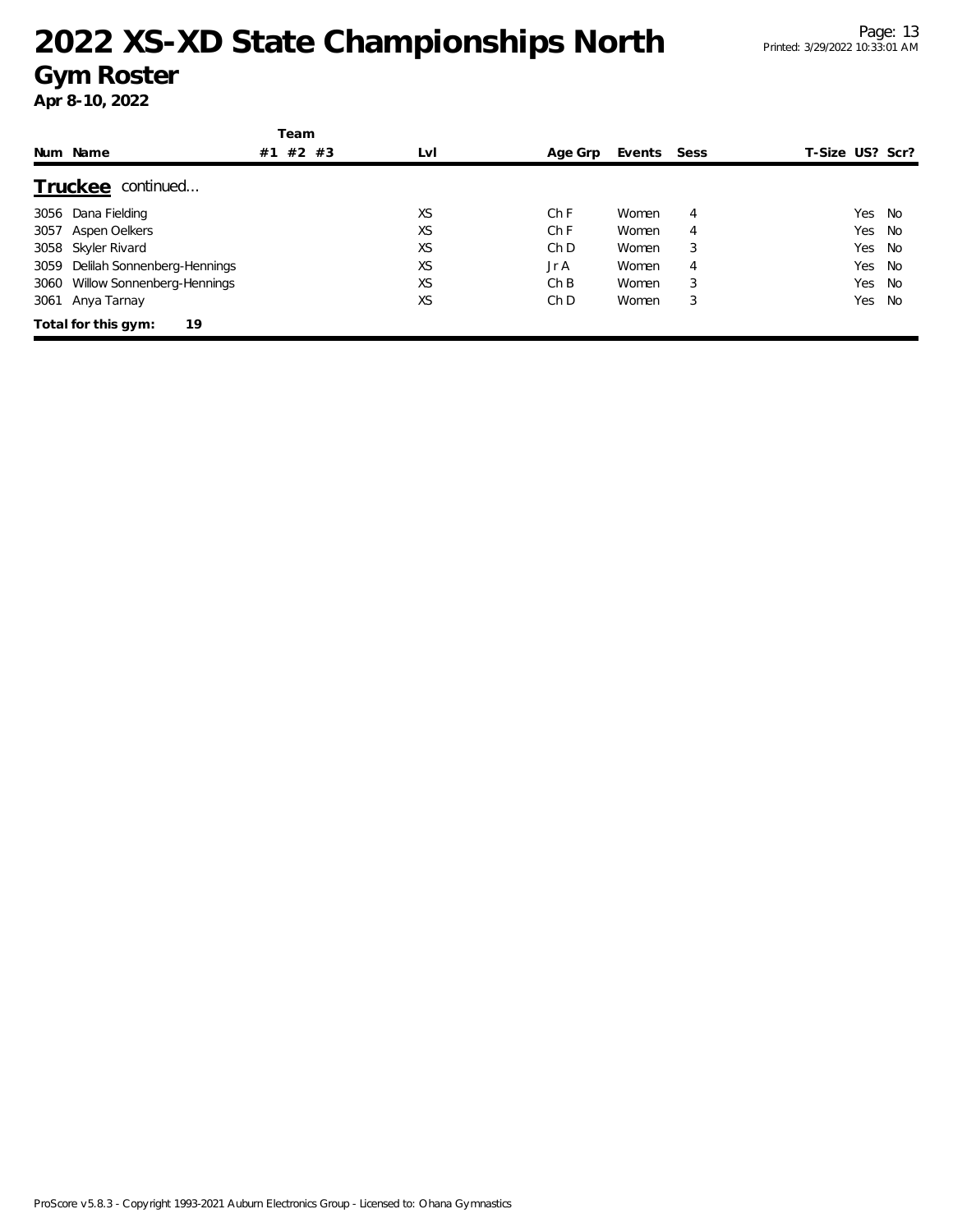# 2022 XS-XD State Championships North

## Gym Roster

**Apr 8-10, 2022**

| Num | Name | Team #1 | Team #2 | Team #3 | Lvl | Age Grp | Events | Sess | T-Size | US? | Scr? |
|---|---|---|---|---|---|---|---|---|---|---|---|
| **Truckee** continued... | | | | | | | | | | | |
| 3056 | Dana Fielding | | | | XS | Ch F | Women | 4 | | Yes | No |
| 3057 | Aspen Oelkers | | | | XS | Ch F | Women | 4 | | Yes | No |
| 3058 | Skyler Rivard | | | | XS | Ch D | Women | 3 | | Yes | No |
| 3059 | Delilah Sonnenberg-Hennings | | | | XS | Jr A | Women | 4 | | Yes | No |
| 3060 | Willow Sonnenberg-Hennings | | | | XS | Ch B | Women | 3 | | Yes | No |
| 3061 | Anya Tarnay | | | | XS | Ch D | Women | 3 | | Yes | No |

**Total for this gym: 19**

ProScore v5.8.3 - Copyright 1993-2021 Auburn Electronics Group - Licensed to: Ohana Gymnastics